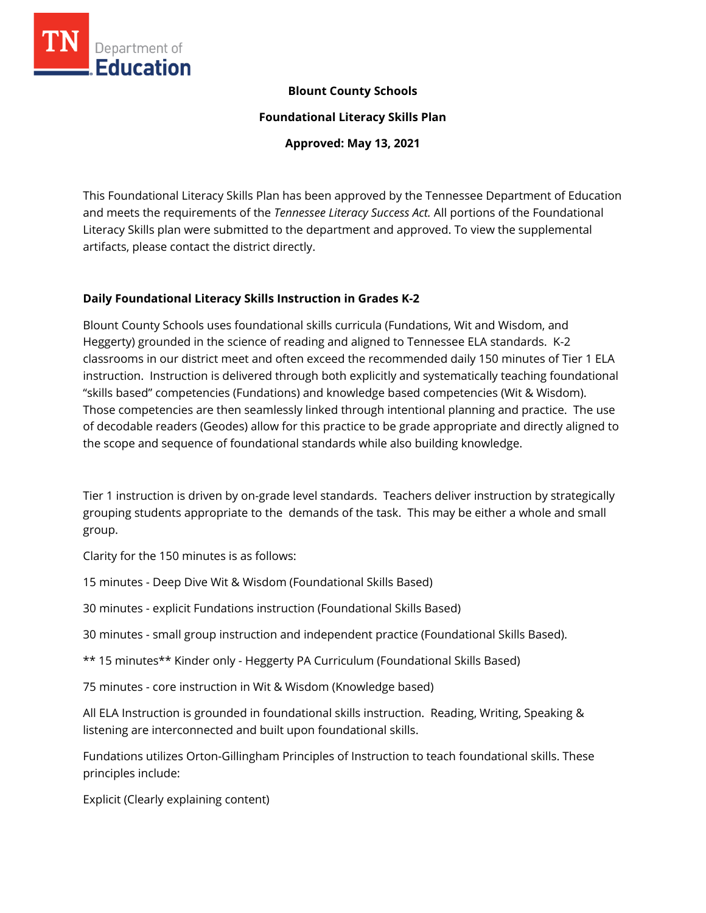**Blount County Schools**

**Foundational Literacy Skills Plan**

**Approved: May 13, 2021**

This Foundational Literacy Skills Plan has been approved by the Tennessee Department of Education and meets the requirements of the *Tennessee Literacy Success Act.* All portions of the Foundational Literacy Skills plan were submitted to the department and approved. To view the supplemental artifacts, please contact the district directly.

## Daily Foundational Literacy Skills Instruction in Grades K-2

Blount County Schools uses foundational skills curricula (Fundations, Wit and Wisdom, and Heggerty) grounded in the science of reading and aligned to Tennessee ELA standards. K-2 classrooms in our district meet and often exceed the recommended daily 150 minutes of Tier 1 ELA instruction. Instruction is delivered through both explicitly and systematically teaching foundational "skills based" competencies (Fundations) and knowledge based competencies (Wit & Wisdom). Those competencies are then seamlessly linked through intentional planning and practice. The use of decodable readers (Geodes) allow for this practice to be grade appropriate and directly aligned to the scope and sequence of foundational standards while also building knowledge.

Tier 1 instruction is driven by on-grade level standards. Teachers deliver instruction by strategically grouping students appropriate to the demands of the task. This may be either a whole and small group.

Clarity for the 150 minutes is as follows:

15 minutes - Deep Dive Wit & Wisdom (Foundational Skills Based)

30 minutes - explicit Fundations instruction (Foundational Skills Based)

30 minutes - small group instruction and independent practice (Foundational Skills Based).

** 15 minutes** Kinder only - Heggerty PA Curriculum (Foundational Skills Based)

75 minutes - core instruction in Wit & Wisdom (Knowledge based)

All ELA Instruction is grounded in foundational skills instruction. Reading, Writing, Speaking & listening are interconnected and built upon foundational skills.

Fundations utilizes Orton-Gillingham Principles of Instruction to teach foundational skills. These principles include:

Explicit (Clearly explaining content)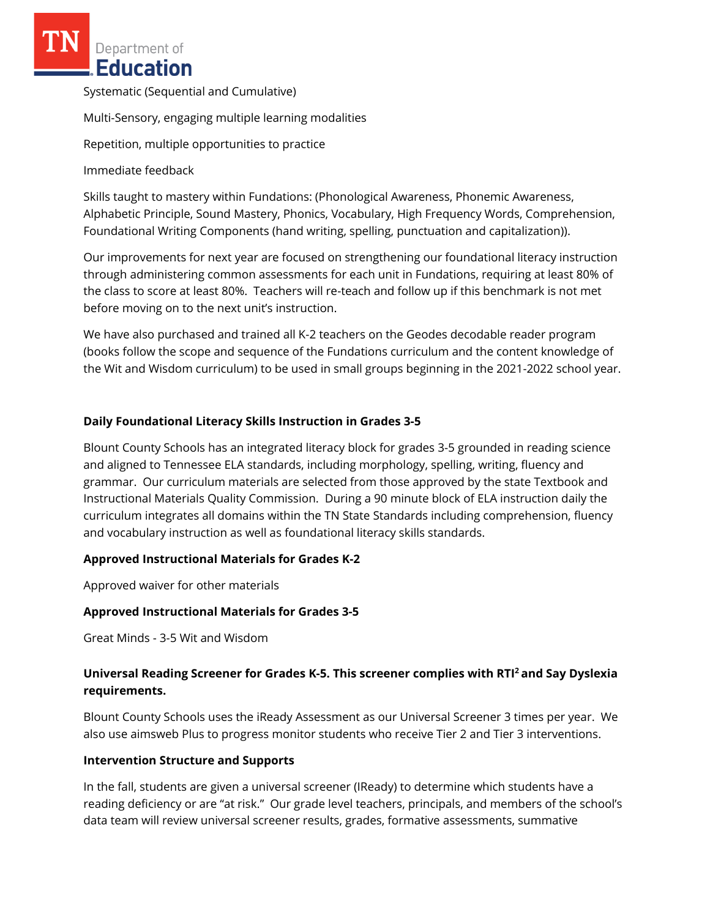Systematic (Sequential and Cumulative)

Multi-Sensory, engaging multiple learning modalities

Repetition, multiple opportunities to practice

Immediate feedback

Skills taught to mastery within Fundations: (Phonological Awareness, Phonemic Awareness, Alphabetic Principle, Sound Mastery, Phonics, Vocabulary, High Frequency Words, Comprehension, Foundational Writing Components (hand writing, spelling, punctuation and capitalization)).

Our improvements for next year are focused on strengthening our foundational literacy instruction through administering common assessments for each unit in Fundations, requiring at least 80% of the class to score at least 80%. Teachers will re-teach and follow up if this benchmark is not met before moving on to the next unit's instruction.

We have also purchased and trained all K-2 teachers on the Geodes decodable reader program (books follow the scope and sequence of the Fundations curriculum and the content knowledge of the Wit and Wisdom curriculum) to be used in small groups beginning in the 2021-2022 school year.

**Daily Foundational Literacy Skills Instruction in Grades 3-5**

Blount County Schools has an integrated literacy block for grades 3-5 grounded in reading science and aligned to Tennessee ELA standards, including morphology, spelling, writing, fluency and grammar. Our curriculum materials are selected from those approved by the state Textbook and Instructional Materials Quality Commission. During a 90 minute block of ELA instruction daily the curriculum integrates all domains within the TN State Standards including comprehension, fluency and vocabulary instruction as well as foundational literacy skills standards.

**Approved Instructional Materials for Grades K-2**

Approved waiver for other materials

**Approved Instructional Materials for Grades 3-5**

Great Minds - 3-5 Wit and Wisdom

**Universal Reading Screener for Grades K-5. This screener complies with RTI$^2$ and Say Dyslexia requirements.**

Blount County Schools uses the iReady Assessment as our Universal Screener 3 times per year. We also use aimsweb Plus to progress monitor students who receive Tier 2 and Tier 3 interventions.

**Intervention Structure and Supports**

In the fall, students are given a universal screener (IReady) to determine which students have a reading deficiency or are "at risk." Our grade level teachers, principals, and members of the school's data team will review universal screener results, grades, formative assessments, summative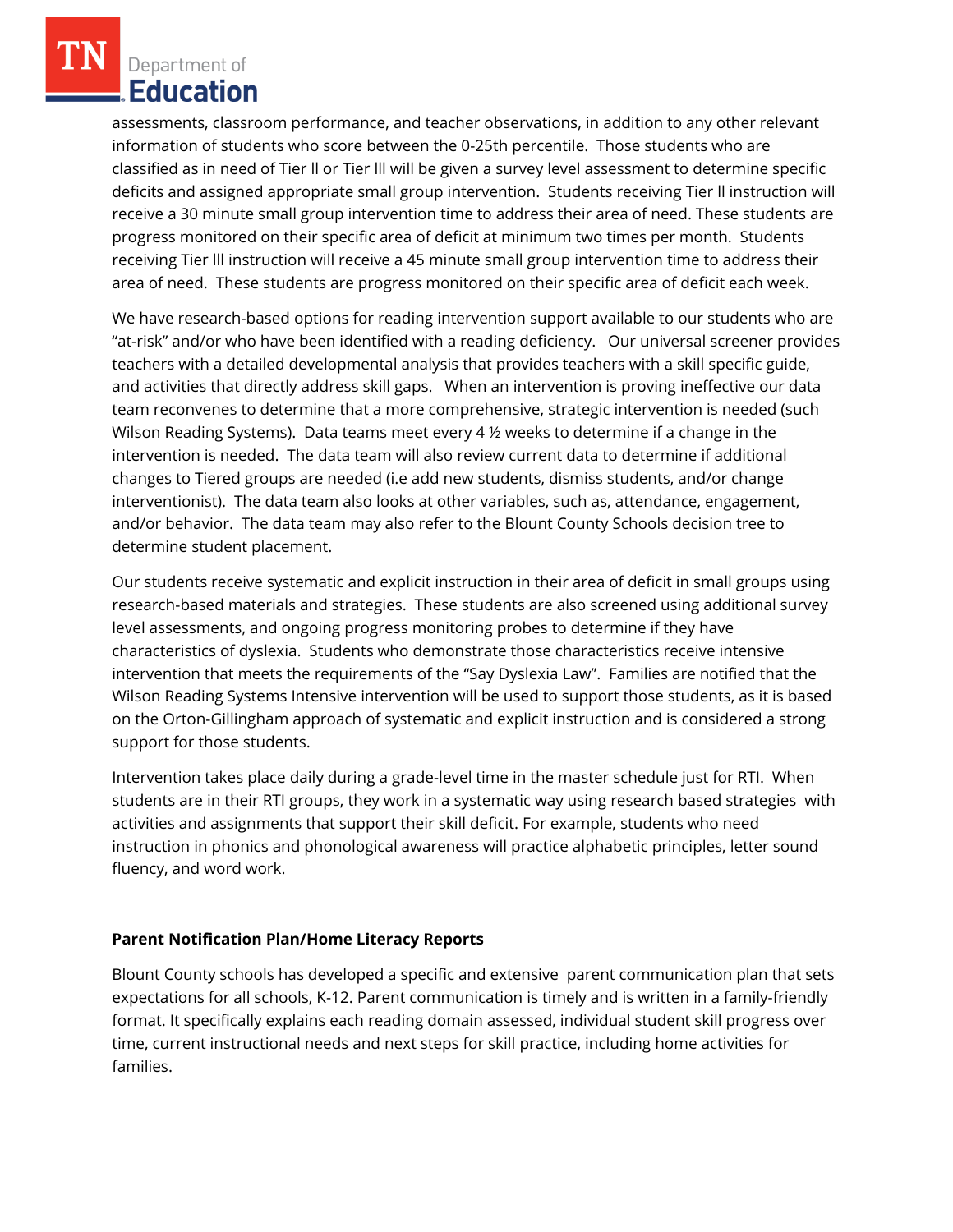assessments, classroom performance, and teacher observations, in addition to any other relevant information of students who score between the 0-25th percentile. Those students who are classified as in need of Tier ll or Tier lll will be given a survey level assessment to determine specific deficits and assigned appropriate small group intervention. Students receiving Tier ll instruction will receive a 30 minute small group intervention time to address their area of need. These students are progress monitored on their specific area of deficit at minimum two times per month. Students receiving Tier lll instruction will receive a 45 minute small group intervention time to address their area of need. These students are progress monitored on their specific area of deficit each week.

We have research-based options for reading intervention support available to our students who are "at-risk" and/or who have been identified with a reading deficiency. Our universal screener provides teachers with a detailed developmental analysis that provides teachers with a skill specific guide, and activities that directly address skill gaps. When an intervention is proving ineffective our data team reconvenes to determine that a more comprehensive, strategic intervention is needed (such Wilson Reading Systems). Data teams meet every 4 ½ weeks to determine if a change in the intervention is needed. The data team will also review current data to determine if additional changes to Tiered groups are needed (i.e add new students, dismiss students, and/or change interventionist). The data team also looks at other variables, such as, attendance, engagement, and/or behavior. The data team may also refer to the Blount County Schools decision tree to determine student placement.

Our students receive systematic and explicit instruction in their area of deficit in small groups using research-based materials and strategies. These students are also screened using additional survey level assessments, and ongoing progress monitoring probes to determine if they have characteristics of dyslexia. Students who demonstrate those characteristics receive intensive intervention that meets the requirements of the "Say Dyslexia Law". Families are notified that the Wilson Reading Systems Intensive intervention will be used to support those students, as it is based on the Orton-Gillingham approach of systematic and explicit instruction and is considered a strong support for those students.

Intervention takes place daily during a grade-level time in the master schedule just for RTI. When students are in their RTI groups, they work in a systematic way using research based strategies with activities and assignments that support their skill deficit. For example, students who need instruction in phonics and phonological awareness will practice alphabetic principles, letter sound fluency, and word work.

**Parent Notification Plan/Home Literacy Reports**

Blount County schools has developed a specific and extensive parent communication plan that sets expectations for all schools, K-12. Parent communication is timely and is written in a family-friendly format. It specifically explains each reading domain assessed, individual student skill progress over time, current instructional needs and next steps for skill practice, including home activities for families.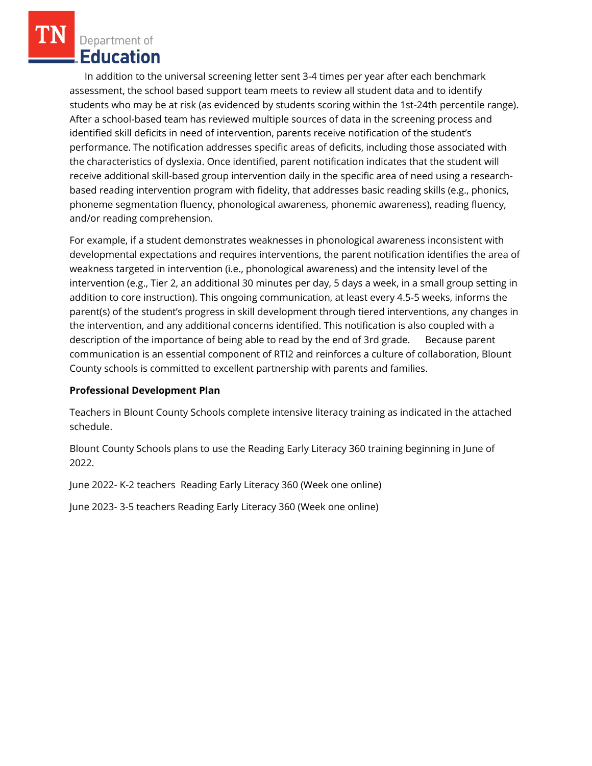In addition to the universal screening letter sent 3-4 times per year after each benchmark assessment, the school based support team meets to review all student data and to identify students who may be at risk (as evidenced by students scoring within the 1st-24th percentile range). After a school-based team has reviewed multiple sources of data in the screening process and identified skill deficits in need of intervention, parents receive notification of the student's performance. The notification addresses specific areas of deficits, including those associated with the characteristics of dyslexia. Once identified, parent notification indicates that the student will receive additional skill-based group intervention daily in the specific area of need using a research-based reading intervention program with fidelity, that addresses basic reading skills (e.g., phonics, phoneme segmentation fluency, phonological awareness, phonemic awareness), reading fluency, and/or reading comprehension.

For example, if a student demonstrates weaknesses in phonological awareness inconsistent with developmental expectations and requires interventions, the parent notification identifies the area of weakness targeted in intervention (i.e., phonological awareness) and the intensity level of the intervention (e.g., Tier 2, an additional 30 minutes per day, 5 days a week, in a small group setting in addition to core instruction). This ongoing communication, at least every 4.5-5 weeks, informs the parent(s) of the student's progress in skill development through tiered interventions, any changes in the intervention, and any additional concerns identified. This notification is also coupled with a description of the importance of being able to read by the end of 3rd grade. Because parent communication is an essential component of RTI2 and reinforces a culture of collaboration, Blount County schools is committed to excellent partnership with parents and families.

**Professional Development Plan**

Teachers in Blount County Schools complete intensive literacy training as indicated in the attached schedule.

Blount County Schools plans to use the Reading Early Literacy 360 training beginning in June of 2022.

June 2022- K-2 teachers Reading Early Literacy 360 (Week one online)

June 2023- 3-5 teachers Reading Early Literacy 360 (Week one online)